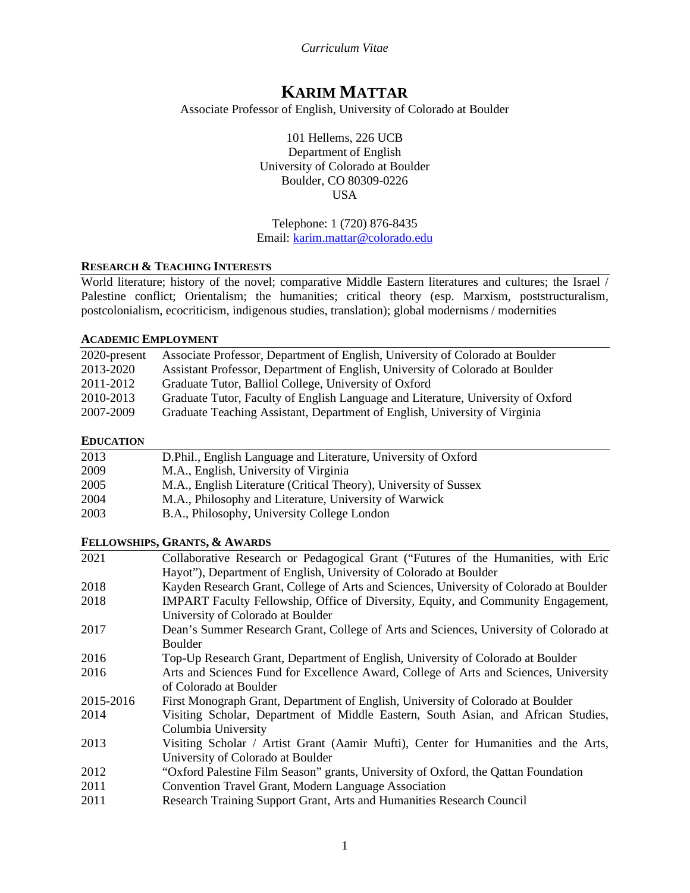*Curriculum Vitae*

# KARIM MATTAR

Associate Professor of English, University of Colorado at Boulder

101 Hellems, 226 UCB
Department of English
University of Colorado at Boulder
Boulder, CO 80309-0226
USA

Telephone: 1 (720) 876-8435
Email: karim.mattar@colorado.edu

## RESEARCH & TEACHING INTERESTS

World literature; history of the novel; comparative Middle Eastern literatures and cultures; the Israel / Palestine conflict; Orientalism; the humanities; critical theory (esp. Marxism, poststructuralism, postcolonialism, ecocriticism, indigenous studies, translation); global modernisms / modernities

## ACADEMIC EMPLOYMENT

| | |
|---|---|
| 2020-present | Associate Professor, Department of English, University of Colorado at Boulder |
| 2013-2020 | Assistant Professor, Department of English, University of Colorado at Boulder |
| 2011-2012 | Graduate Tutor, Balliol College, University of Oxford |
| 2010-2013 | Graduate Tutor, Faculty of English Language and Literature, University of Oxford |
| 2007-2009 | Graduate Teaching Assistant, Department of English, University of Virginia |

## EDUCATION

| | |
|---|---|
| 2013 | D.Phil., English Language and Literature, University of Oxford |
| 2009 | M.A., English, University of Virginia |
| 2005 | M.A., English Literature (Critical Theory), University of Sussex |
| 2004 | M.A., Philosophy and Literature, University of Warwick |
| 2003 | B.A., Philosophy, University College London |

## FELLOWSHIPS, GRANTS, & AWARDS

| | |
|---|---|
| 2021 | Collaborative Research or Pedagogical Grant ("Futures of the Humanities, with Eric Hayot"), Department of English, University of Colorado at Boulder |
| 2018 | Kayden Research Grant, College of Arts and Sciences, University of Colorado at Boulder |
| 2018 | IMPART Faculty Fellowship, Office of Diversity, Equity, and Community Engagement, University of Colorado at Boulder |
| 2017 | Dean's Summer Research Grant, College of Arts and Sciences, University of Colorado at Boulder |
| 2016 | Top-Up Research Grant, Department of English, University of Colorado at Boulder |
| 2016 | Arts and Sciences Fund for Excellence Award, College of Arts and Sciences, University of Colorado at Boulder |
| 2015-2016 | First Monograph Grant, Department of English, University of Colorado at Boulder |
| 2014 | Visiting Scholar, Department of Middle Eastern, South Asian, and African Studies, Columbia University |
| 2013 | Visiting Scholar / Artist Grant (Aamir Mufti), Center for Humanities and the Arts, University of Colorado at Boulder |
| 2012 | "Oxford Palestine Film Season" grants, University of Oxford, the Qattan Foundation |
| 2011 | Convention Travel Grant, Modern Language Association |
| 2011 | Research Training Support Grant, Arts and Humanities Research Council |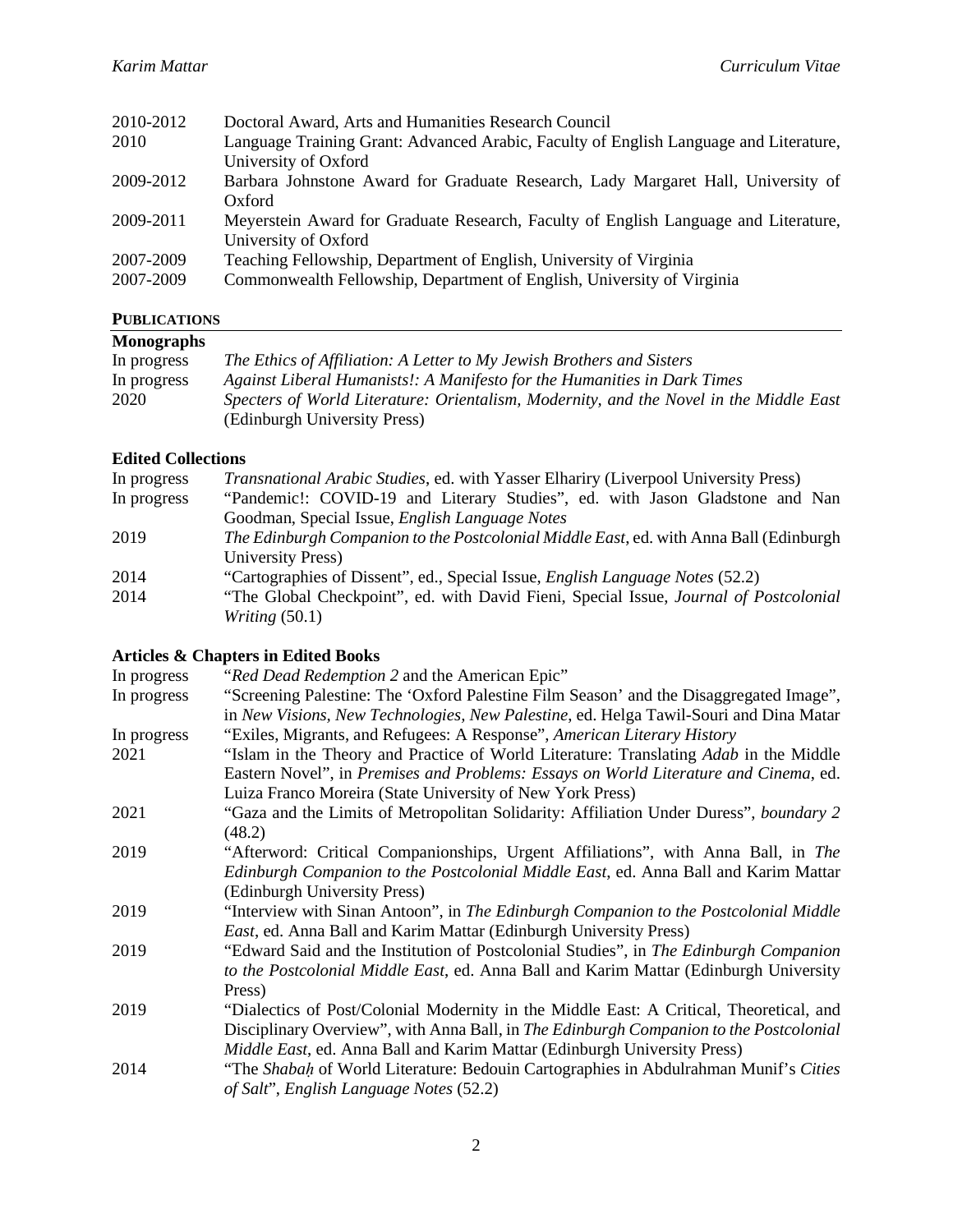| | |
|---|---|
| 2010-2012 | Doctoral Award, Arts and Humanities Research Council |
| 2010 | Language Training Grant: Advanced Arabic, Faculty of English Language and Literature, University of Oxford |
| 2009-2012 | Barbara Johnstone Award for Graduate Research, Lady Margaret Hall, University of Oxford |
| 2009-2011 | Meyerstein Award for Graduate Research, Faculty of English Language and Literature, University of Oxford |
| 2007-2009 | Teaching Fellowship, Department of English, University of Virginia |
| 2007-2009 | Commonwealth Fellowship, Department of English, University of Virginia |

## PUBLICATIONS

### Monographs

| | |
|---|---|
| In progress | *The Ethics of Affiliation: A Letter to My Jewish Brothers and Sisters* |
| In progress | *Against Liberal Humanists!: A Manifesto for the Humanities in Dark Times* |
| 2020 | *Specters of World Literature: Orientalism, Modernity, and the Novel in the Middle East* (Edinburgh University Press) |

### Edited Collections

| | |
|---|---|
| In progress | *Transnational Arabic Studies*, ed. with Yasser Elhariry (Liverpool University Press) |
| In progress | "Pandemic!: COVID-19 and Literary Studies", ed. with Jason Gladstone and Nan Goodman, Special Issue, *English Language Notes* |
| 2019 | *The Edinburgh Companion to the Postcolonial Middle East*, ed. with Anna Ball (Edinburgh University Press) |
| 2014 | "Cartographies of Dissent", ed., Special Issue, *English Language Notes* (52.2) |
| 2014 | "The Global Checkpoint", ed. with David Fieni, Special Issue, *Journal of Postcolonial Writing* (50.1) |

### Articles & Chapters in Edited Books

| | |
|---|---|
| In progress | "*Red Dead Redemption 2* and the American Epic" |
| In progress | "Screening Palestine: The 'Oxford Palestine Film Season' and the Disaggregated Image", in *New Visions, New Technologies, New Palestine*, ed. Helga Tawil-Souri and Dina Matar |
| In progress | "Exiles, Migrants, and Refugees: A Response", *American Literary History* |
| 2021 | "Islam in the Theory and Practice of World Literature: Translating *Adab* in the Middle Eastern Novel", in *Premises and Problems: Essays on World Literature and Cinema*, ed. Luiza Franco Moreira (State University of New York Press) |
| 2021 | "Gaza and the Limits of Metropolitan Solidarity: Affiliation Under Duress", *boundary 2* (48.2) |
| 2019 | "Afterword: Critical Companionships, Urgent Affiliations", with Anna Ball, in *The Edinburgh Companion to the Postcolonial Middle East*, ed. Anna Ball and Karim Mattar (Edinburgh University Press) |
| 2019 | "Interview with Sinan Antoon", in *The Edinburgh Companion to the Postcolonial Middle East*, ed. Anna Ball and Karim Mattar (Edinburgh University Press) |
| 2019 | "Edward Said and the Institution of Postcolonial Studies", in *The Edinburgh Companion to the Postcolonial Middle East*, ed. Anna Ball and Karim Mattar (Edinburgh University Press) |
| 2019 | "Dialectics of Post/Colonial Modernity in the Middle East: A Critical, Theoretical, and Disciplinary Overview", with Anna Ball, in *The Edinburgh Companion to the Postcolonial Middle East*, ed. Anna Ball and Karim Mattar (Edinburgh University Press) |
| 2014 | "The *Shabaḥ* of World Literature: Bedouin Cartographies in Abdulrahman Munif's *Cities of Salt*", *English Language Notes* (52.2) |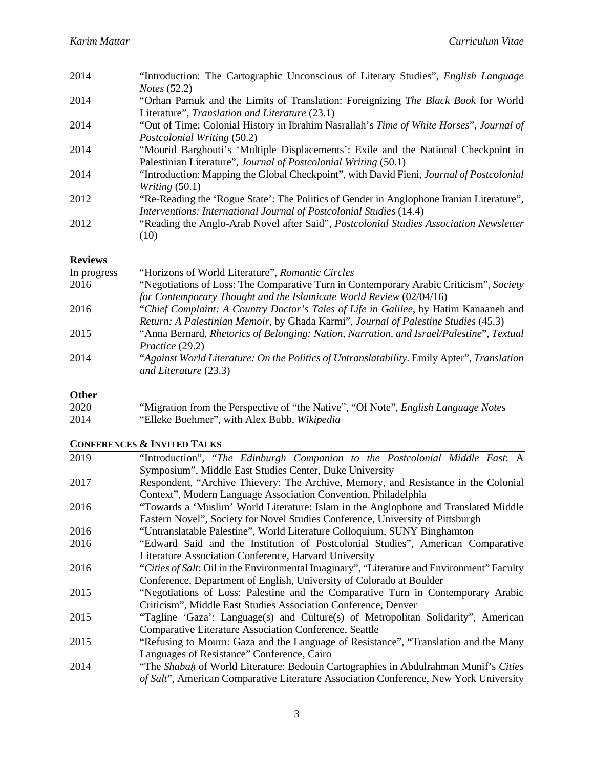2014 "Introduction: The Cartographic Unconscious of Literary Studies", *English Language Notes* (52.2)

2014 "Orhan Pamuk and the Limits of Translation: Foreignizing *The Black Book* for World Literature", *Translation and Literature* (23.1)

2014 "Out of Time: Colonial History in Ibrahim Nasrallah's *Time of White Horses*", *Journal of Postcolonial Writing* (50.2)

2014 "Mourid Barghouti's 'Multiple Displacements': Exile and the National Checkpoint in Palestinian Literature", *Journal of Postcolonial Writing* (50.1)

2014 "Introduction: Mapping the Global Checkpoint", with David Fieni, *Journal of Postcolonial Writing* (50.1)

2012 "Re-Reading the 'Rogue State': The Politics of Gender in Anglophone Iranian Literature", *Interventions: International Journal of Postcolonial Studies* (14.4)

2012 "Reading the Anglo-Arab Novel after Said", *Postcolonial Studies Association Newsletter* (10)

**Reviews**

In progress "Horizons of World Literature", *Romantic Circles*

2016 "Negotiations of Loss: The Comparative Turn in Contemporary Arabic Criticism", *Society for Contemporary Thought and the Islamicate World Review* (02/04/16)

2016 "*Chief Complaint: A Country Doctor's Tales of Life in Galilee*, by Hatim Kanaaneh and *Return: A Palestinian Memoir*, by Ghada Karmi", *Journal of Palestine Studies* (45.3)

2015 "Anna Bernard, *Rhetorics of Belonging: Nation, Narration, and Israel/Palestine*", *Textual Practice* (29.2)

2014 "*Against World Literature: On the Politics of Untranslatability*. Emily Apter", *Translation and Literature* (23.3)

**Other**

2020 "Migration from the Perspective of "the Native", "Of Note", *English Language Notes*

2014 "Elleke Boehmer", with Alex Bubb, *Wikipedia*

## CONFERENCES & INVITED TALKS

2019 "Introduction", "*The Edinburgh Companion to the Postcolonial Middle East*: A Symposium", Middle East Studies Center, Duke University

2017 Respondent, "Archive Thievery: The Archive, Memory, and Resistance in the Colonial Context", Modern Language Association Convention, Philadelphia

2016 "Towards a 'Muslim' World Literature: Islam in the Anglophone and Translated Middle Eastern Novel", Society for Novel Studies Conference, University of Pittsburgh

2016 "Untranslatable Palestine", World Literature Colloquium, SUNY Binghamton

2016 "Edward Said and the Institution of Postcolonial Studies", American Comparative Literature Association Conference, Harvard University

2016 "*Cities of Salt*: Oil in the Environmental Imaginary", "Literature and Environment" Faculty Conference, Department of English, University of Colorado at Boulder

2015 "Negotiations of Loss: Palestine and the Comparative Turn in Contemporary Arabic Criticism", Middle East Studies Association Conference, Denver

2015 "Tagline 'Gaza': Language(s) and Culture(s) of Metropolitan Solidarity", American Comparative Literature Association Conference, Seattle

2015 "Refusing to Mourn: Gaza and the Language of Resistance", "Translation and the Many Languages of Resistance" Conference, Cairo

2014 "The *Shabaḥ* of World Literature: Bedouin Cartographies in Abdulrahman Munif's *Cities of Salt*", American Comparative Literature Association Conference, New York University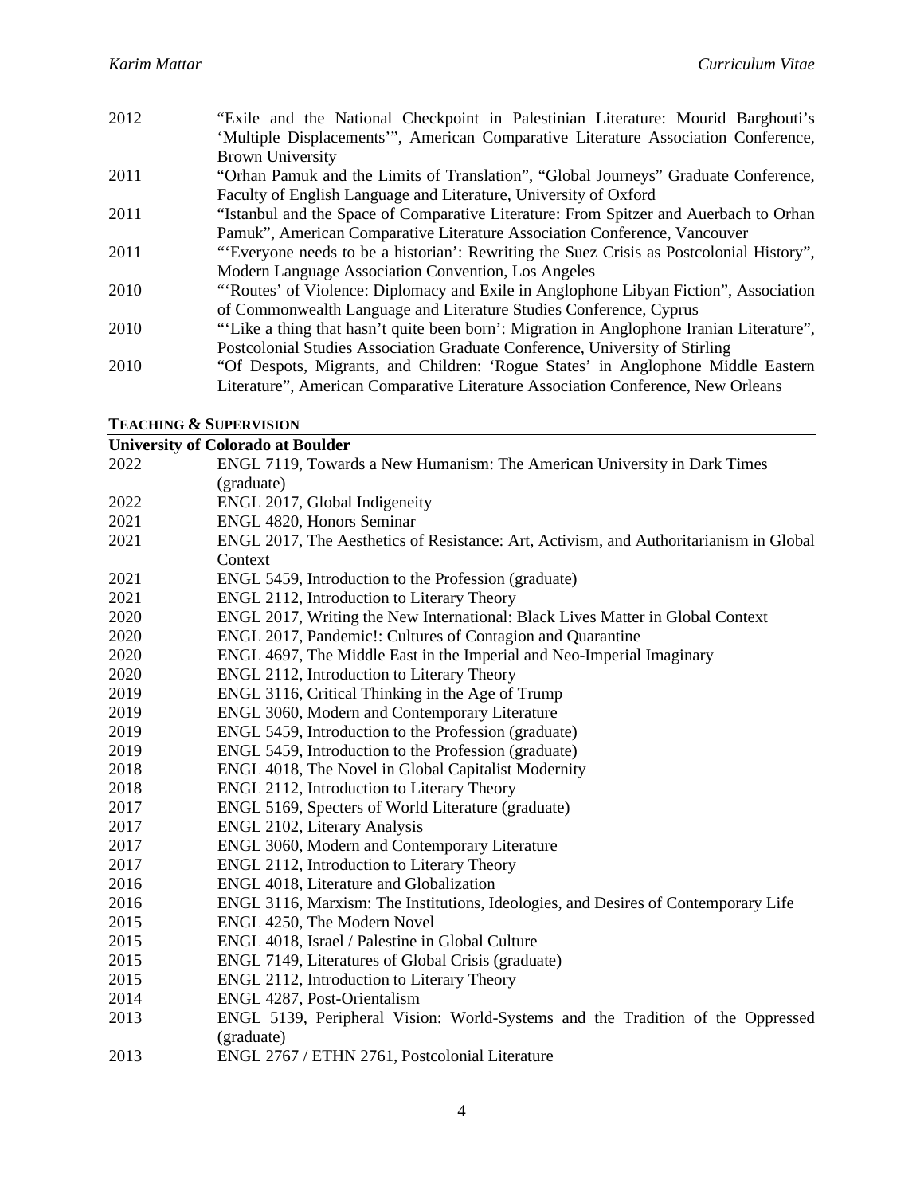2012 "Exile and the National Checkpoint in Palestinian Literature: Mourid Barghouti's 'Multiple Displacements'", American Comparative Literature Association Conference, Brown University

2011 "Orhan Pamuk and the Limits of Translation", "Global Journeys" Graduate Conference, Faculty of English Language and Literature, University of Oxford

2011 "Istanbul and the Space of Comparative Literature: From Spitzer and Auerbach to Orhan Pamuk", American Comparative Literature Association Conference, Vancouver

2011 "'Everyone needs to be a historian': Rewriting the Suez Crisis as Postcolonial History", Modern Language Association Convention, Los Angeles

2010 "'Routes' of Violence: Diplomacy and Exile in Anglophone Libyan Fiction", Association of Commonwealth Language and Literature Studies Conference, Cyprus

2010 "'Like a thing that hasn't quite been born': Migration in Anglophone Iranian Literature", Postcolonial Studies Association Graduate Conference, University of Stirling

2010 "Of Despots, Migrants, and Children: 'Rogue States' in Anglophone Middle Eastern Literature", American Comparative Literature Association Conference, New Orleans

## Teaching & Supervision

### University of Colorado at Boulder

2022 ENGL 7119, Towards a New Humanism: The American University in Dark Times (graduate)

2022 ENGL 2017, Global Indigeneity

2021 ENGL 4820, Honors Seminar

2021 ENGL 2017, The Aesthetics of Resistance: Art, Activism, and Authoritarianism in Global Context

2021 ENGL 5459, Introduction to the Profession (graduate)

2021 ENGL 2112, Introduction to Literary Theory

2020 ENGL 2017, Writing the New International: Black Lives Matter in Global Context

2020 ENGL 2017, Pandemic!: Cultures of Contagion and Quarantine

2020 ENGL 4697, The Middle East in the Imperial and Neo-Imperial Imaginary

2020 ENGL 2112, Introduction to Literary Theory

2019 ENGL 3116, Critical Thinking in the Age of Trump

2019 ENGL 3060, Modern and Contemporary Literature

2019 ENGL 5459, Introduction to the Profession (graduate)

2019 ENGL 5459, Introduction to the Profession (graduate)

2018 ENGL 4018, The Novel in Global Capitalist Modernity

2018 ENGL 2112, Introduction to Literary Theory

2017 ENGL 5169, Specters of World Literature (graduate)

2017 ENGL 2102, Literary Analysis

2017 ENGL 3060, Modern and Contemporary Literature

2017 ENGL 2112, Introduction to Literary Theory

2016 ENGL 4018, Literature and Globalization

2016 ENGL 3116, Marxism: The Institutions, Ideologies, and Desires of Contemporary Life

2015 ENGL 4250, The Modern Novel

2015 ENGL 4018, Israel / Palestine in Global Culture

2015 ENGL 7149, Literatures of Global Crisis (graduate)

2015 ENGL 2112, Introduction to Literary Theory

2014 ENGL 4287, Post-Orientalism

2013 ENGL 5139, Peripheral Vision: World-Systems and the Tradition of the Oppressed (graduate)

2013 ENGL 2767 / ETHN 2761, Postcolonial Literature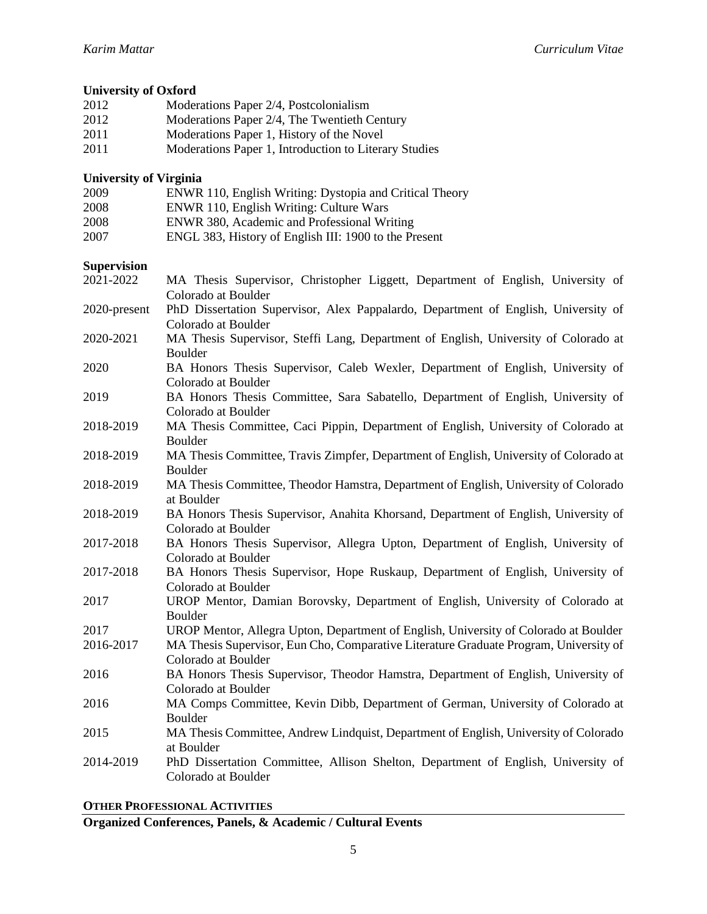**University of Oxford**

2012 Moderations Paper 2/4, Postcolonialism
2012 Moderations Paper 2/4, The Twentieth Century
2011 Moderations Paper 1, History of the Novel
2011 Moderations Paper 1, Introduction to Literary Studies

**University of Virginia**

2009 ENWR 110, English Writing: Dystopia and Critical Theory
2008 ENWR 110, English Writing: Culture Wars
2008 ENWR 380, Academic and Professional Writing
2007 ENGL 383, History of English III: 1900 to the Present

**Supervision**

2021-2022 MA Thesis Supervisor, Christopher Liggett, Department of English, University of Colorado at Boulder
2020-present PhD Dissertation Supervisor, Alex Pappalardo, Department of English, University of Colorado at Boulder
2020-2021 MA Thesis Supervisor, Steffi Lang, Department of English, University of Colorado at Boulder
2020 BA Honors Thesis Supervisor, Caleb Wexler, Department of English, University of Colorado at Boulder
2019 BA Honors Thesis Committee, Sara Sabatello, Department of English, University of Colorado at Boulder
2018-2019 MA Thesis Committee, Caci Pippin, Department of English, University of Colorado at Boulder
2018-2019 MA Thesis Committee, Travis Zimpfer, Department of English, University of Colorado at Boulder
2018-2019 MA Thesis Committee, Theodor Hamstra, Department of English, University of Colorado at Boulder
2018-2019 BA Honors Thesis Supervisor, Anahita Khorsand, Department of English, University of Colorado at Boulder
2017-2018 BA Honors Thesis Supervisor, Allegra Upton, Department of English, University of Colorado at Boulder
2017-2018 BA Honors Thesis Supervisor, Hope Ruskaup, Department of English, University of Colorado at Boulder
2017 UROP Mentor, Damian Borovsky, Department of English, University of Colorado at Boulder
2017 UROP Mentor, Allegra Upton, Department of English, University of Colorado at Boulder
2016-2017 MA Thesis Supervisor, Eun Cho, Comparative Literature Graduate Program, University of Colorado at Boulder
2016 BA Honors Thesis Supervisor, Theodor Hamstra, Department of English, University of Colorado at Boulder
2016 MA Comps Committee, Kevin Dibb, Department of German, University of Colorado at Boulder
2015 MA Thesis Committee, Andrew Lindquist, Department of English, University of Colorado at Boulder
2014-2019 PhD Dissertation Committee, Allison Shelton, Department of English, University of Colorado at Boulder

## OTHER PROFESSIONAL ACTIVITIES

**Organized Conferences, Panels, & Academic / Cultural Events**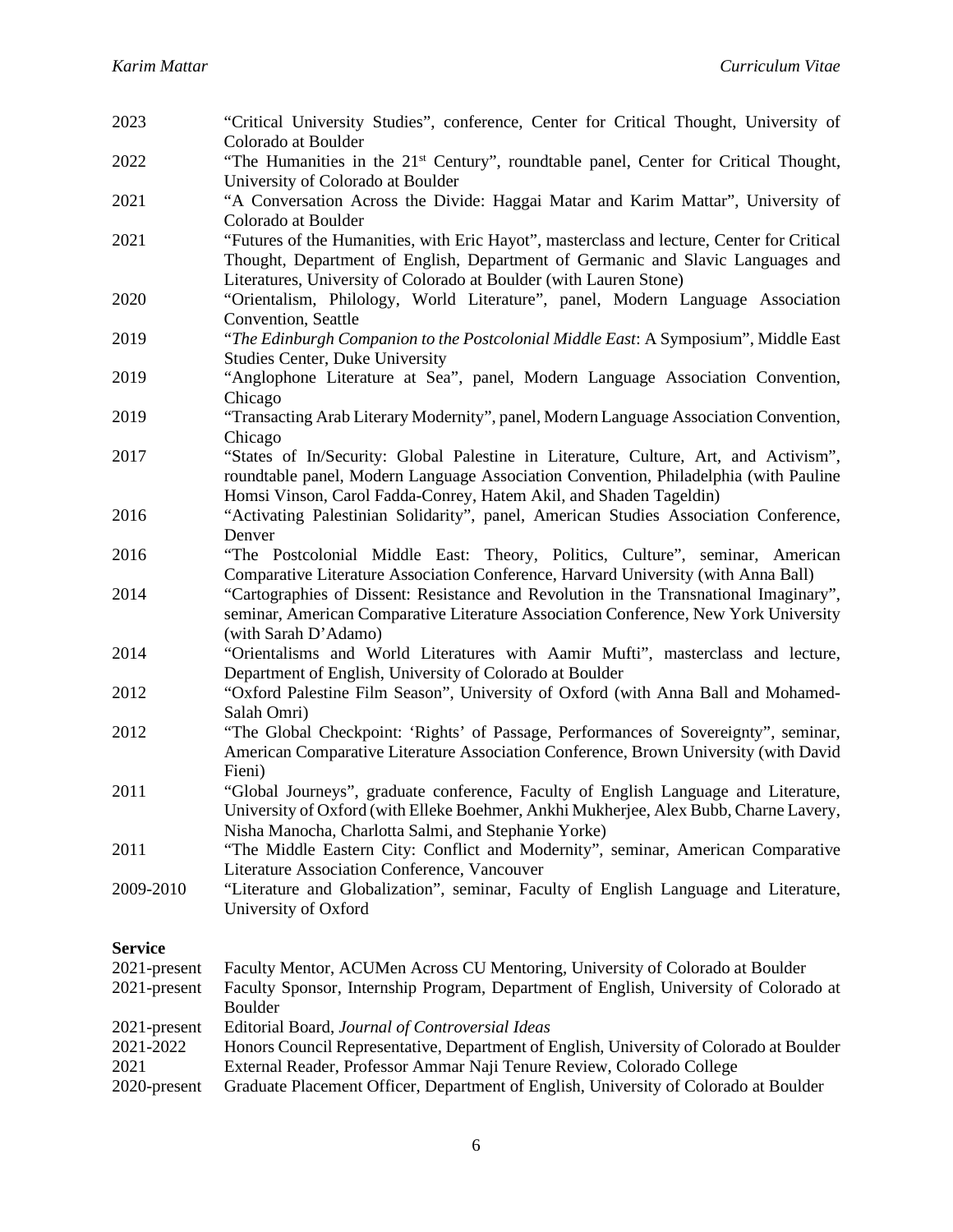| | |
|---|---|
| 2023 | "Critical University Studies", conference, Center for Critical Thought, University of Colorado at Boulder |
| 2022 | "The Humanities in the 21st Century", roundtable panel, Center for Critical Thought, University of Colorado at Boulder |
| 2021 | "A Conversation Across the Divide: Haggai Matar and Karim Mattar", University of Colorado at Boulder |
| 2021 | "Futures of the Humanities, with Eric Hayot", masterclass and lecture, Center for Critical Thought, Department of English, Department of Germanic and Slavic Languages and Literatures, University of Colorado at Boulder (with Lauren Stone) |
| 2020 | "Orientalism, Philology, World Literature", panel, Modern Language Association Convention, Seattle |
| 2019 | "*The Edinburgh Companion to the Postcolonial Middle East*: A Symposium", Middle East Studies Center, Duke University |
| 2019 | "Anglophone Literature at Sea", panel, Modern Language Association Convention, Chicago |
| 2019 | "Transacting Arab Literary Modernity", panel, Modern Language Association Convention, Chicago |
| 2017 | "States of In/Security: Global Palestine in Literature, Culture, Art, and Activism", roundtable panel, Modern Language Association Convention, Philadelphia (with Pauline Homsi Vinson, Carol Fadda-Conrey, Hatem Akil, and Shaden Tageldin) |
| 2016 | "Activating Palestinian Solidarity", panel, American Studies Association Conference, Denver |
| 2016 | "The Postcolonial Middle East: Theory, Politics, Culture", seminar, American Comparative Literature Association Conference, Harvard University (with Anna Ball) |
| 2014 | "Cartographies of Dissent: Resistance and Revolution in the Transnational Imaginary", seminar, American Comparative Literature Association Conference, New York University (with Sarah D'Adamo) |
| 2014 | "Orientalisms and World Literatures with Aamir Mufti", masterclass and lecture, Department of English, University of Colorado at Boulder |
| 2012 | "Oxford Palestine Film Season", University of Oxford (with Anna Ball and Mohamed-Salah Omri) |
| 2012 | "The Global Checkpoint: 'Rights' of Passage, Performances of Sovereignty", seminar, American Comparative Literature Association Conference, Brown University (with David Fieni) |
| 2011 | "Global Journeys", graduate conference, Faculty of English Language and Literature, University of Oxford (with Elleke Boehmer, Ankhi Mukherjee, Alex Bubb, Charne Lavery, Nisha Manocha, Charlotta Salmi, and Stephanie Yorke) |
| 2011 | "The Middle Eastern City: Conflict and Modernity", seminar, American Comparative Literature Association Conference, Vancouver |
| 2009-2010 | "Literature and Globalization", seminar, Faculty of English Language and Literature, University of Oxford |

**Service**

| | |
|---|---|
| 2021-present | Faculty Mentor, ACUMen Across CU Mentoring, University of Colorado at Boulder |
| 2021-present | Faculty Sponsor, Internship Program, Department of English, University of Colorado at Boulder |
| 2021-present | Editorial Board, *Journal of Controversial Ideas* |
| 2021-2022 | Honors Council Representative, Department of English, University of Colorado at Boulder |
| 2021 | External Reader, Professor Ammar Naji Tenure Review, Colorado College |
| 2020-present | Graduate Placement Officer, Department of English, University of Colorado at Boulder |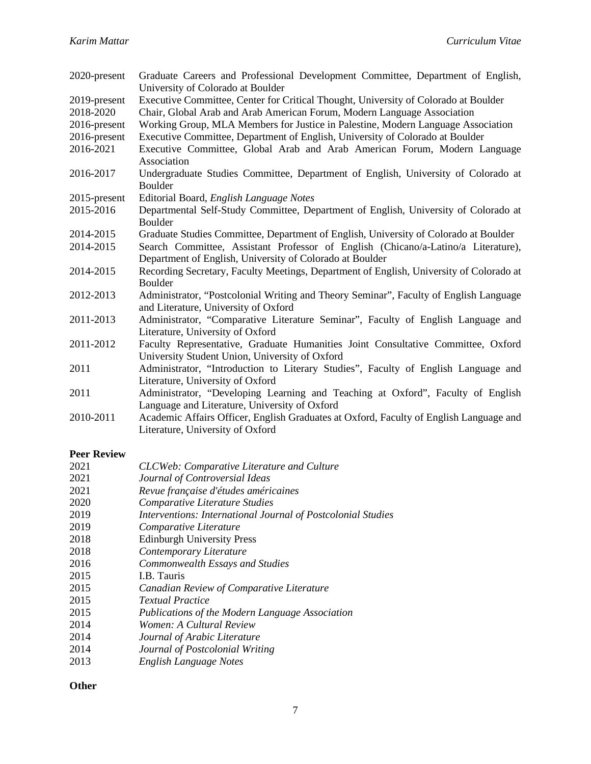2020-present Graduate Careers and Professional Development Committee, Department of English, University of Colorado at Boulder
2019-present Executive Committee, Center for Critical Thought, University of Colorado at Boulder
2018-2020 Chair, Global Arab and Arab American Forum, Modern Language Association
2016-present Working Group, MLA Members for Justice in Palestine, Modern Language Association
2016-present Executive Committee, Department of English, University of Colorado at Boulder
2016-2021 Executive Committee, Global Arab and Arab American Forum, Modern Language Association
2016-2017 Undergraduate Studies Committee, Department of English, University of Colorado at Boulder
2015-present Editorial Board, *English Language Notes*
2015-2016 Departmental Self-Study Committee, Department of English, University of Colorado at Boulder
2014-2015 Graduate Studies Committee, Department of English, University of Colorado at Boulder
2014-2015 Search Committee, Assistant Professor of English (Chicano/a-Latino/a Literature), Department of English, University of Colorado at Boulder
2014-2015 Recording Secretary, Faculty Meetings, Department of English, University of Colorado at Boulder
2012-2013 Administrator, "Postcolonial Writing and Theory Seminar", Faculty of English Language and Literature, University of Oxford
2011-2013 Administrator, "Comparative Literature Seminar", Faculty of English Language and Literature, University of Oxford
2011-2012 Faculty Representative, Graduate Humanities Joint Consultative Committee, Oxford University Student Union, University of Oxford
2011 Administrator, "Introduction to Literary Studies", Faculty of English Language and Literature, University of Oxford
2011 Administrator, "Developing Learning and Teaching at Oxford", Faculty of English Language and Literature, University of Oxford
2010-2011 Academic Affairs Officer, English Graduates at Oxford, Faculty of English Language and Literature, University of Oxford

**Peer Review**

2021 *CLCWeb: Comparative Literature and Culture*
2021 *Journal of Controversial Ideas*
2021 *Revue française d'études américaines*
2020 *Comparative Literature Studies*
2019 *Interventions: International Journal of Postcolonial Studies*
2019 *Comparative Literature*
2018 Edinburgh University Press
2018 *Contemporary Literature*
2016 *Commonwealth Essays and Studies*
2015 I.B. Tauris
2015 *Canadian Review of Comparative Literature*
2015 *Textual Practice*
2015 *Publications of the Modern Language Association*
2014 *Women: A Cultural Review*
2014 *Journal of Arabic Literature*
2014 *Journal of Postcolonial Writing*
2013 *English Language Notes*

**Other**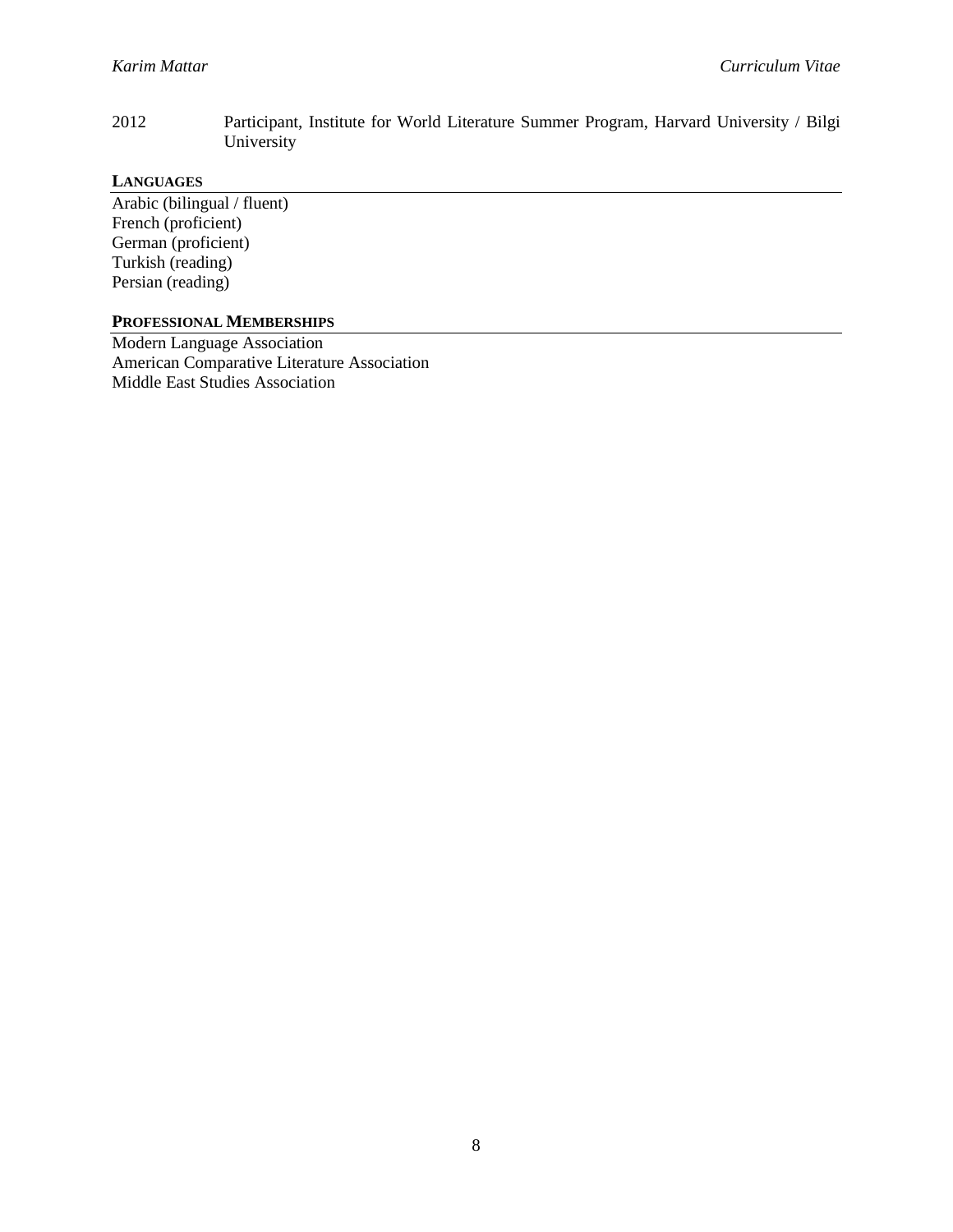2012 Participant, Institute for World Literature Summer Program, Harvard University / Bilgi University

## LANGUAGES

Arabic (bilingual / fluent)
French (proficient)
German (proficient)
Turkish (reading)
Persian (reading)

## PROFESSIONAL MEMBERSHIPS

Modern Language Association
American Comparative Literature Association
Middle East Studies Association